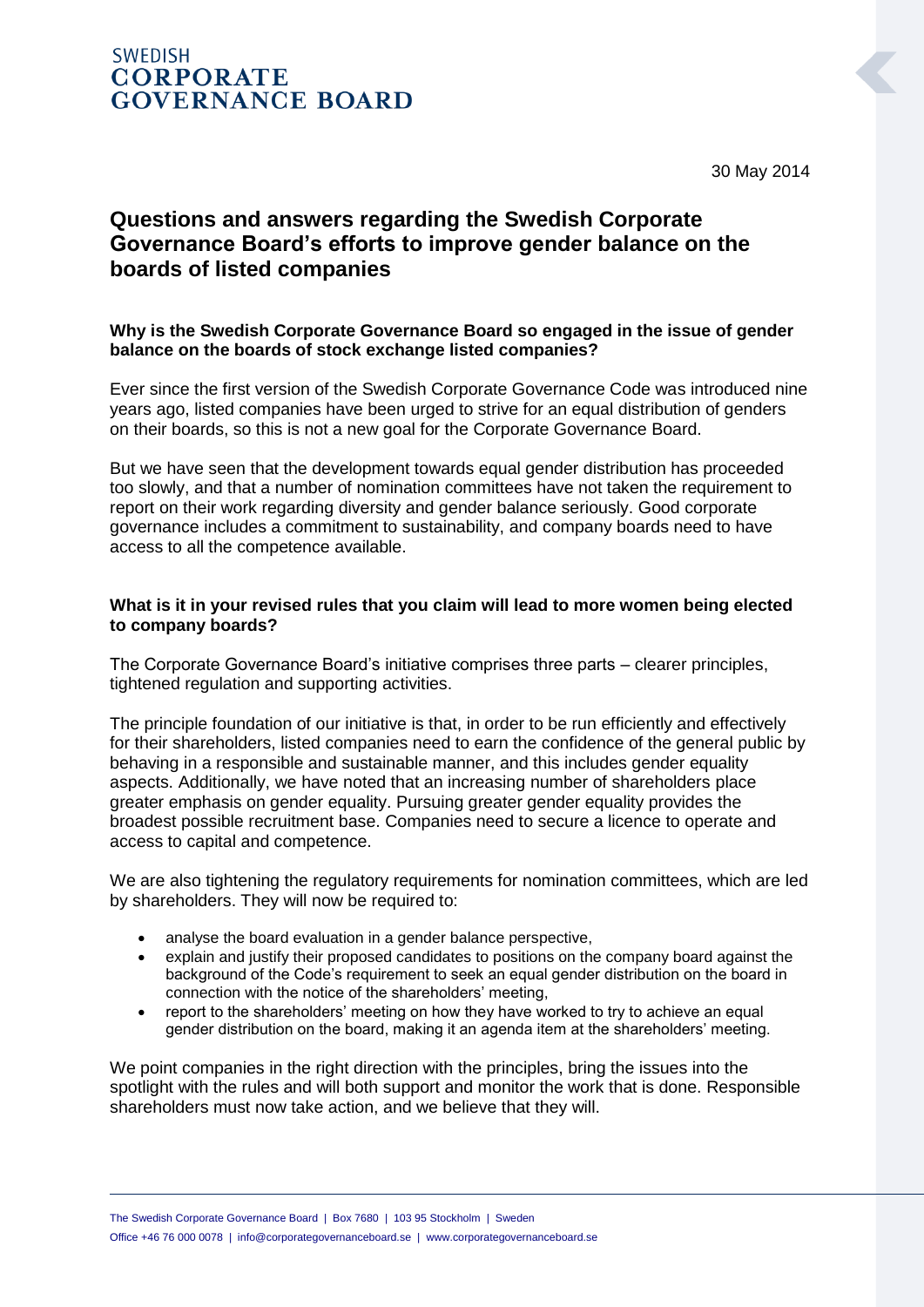SWEDISH
**CORPORATE GOVERNANCE BOARD**

30 May 2014

# Questions and answers regarding the Swedish Corporate Governance Board's efforts to improve gender balance on the boards of listed companies

**Why is the Swedish Corporate Governance Board so engaged in the issue of gender balance on the boards of stock exchange listed companies?**

Ever since the first version of the Swedish Corporate Governance Code was introduced nine years ago, listed companies have been urged to strive for an equal distribution of genders on their boards, so this is not a new goal for the Corporate Governance Board.

But we have seen that the development towards equal gender distribution has proceeded too slowly, and that a number of nomination committees have not taken the requirement to report on their work regarding diversity and gender balance seriously. Good corporate governance includes a commitment to sustainability, and company boards need to have access to all the competence available.

**What is it in your revised rules that you claim will lead to more women being elected to company boards?**

The Corporate Governance Board's initiative comprises three parts – clearer principles, tightened regulation and supporting activities.

The principle foundation of our initiative is that, in order to be run efficiently and effectively for their shareholders, listed companies need to earn the confidence of the general public by behaving in a responsible and sustainable manner, and this includes gender equality aspects. Additionally, we have noted that an increasing number of shareholders place greater emphasis on gender equality. Pursuing greater gender equality provides the broadest possible recruitment base. Companies need to secure a licence to operate and access to capital and competence.

We are also tightening the regulatory requirements for nomination committees, which are led by shareholders. They will now be required to:

- analyse the board evaluation in a gender balance perspective,
- explain and justify their proposed candidates to positions on the company board against the background of the Code's requirement to seek an equal gender distribution on the board in connection with the notice of the shareholders' meeting,
- report to the shareholders' meeting on how they have worked to try to achieve an equal gender distribution on the board, making it an agenda item at the shareholders' meeting.

We point companies in the right direction with the principles, bring the issues into the spotlight with the rules and will both support and monitor the work that is done. Responsible shareholders must now take action, and we believe that they will.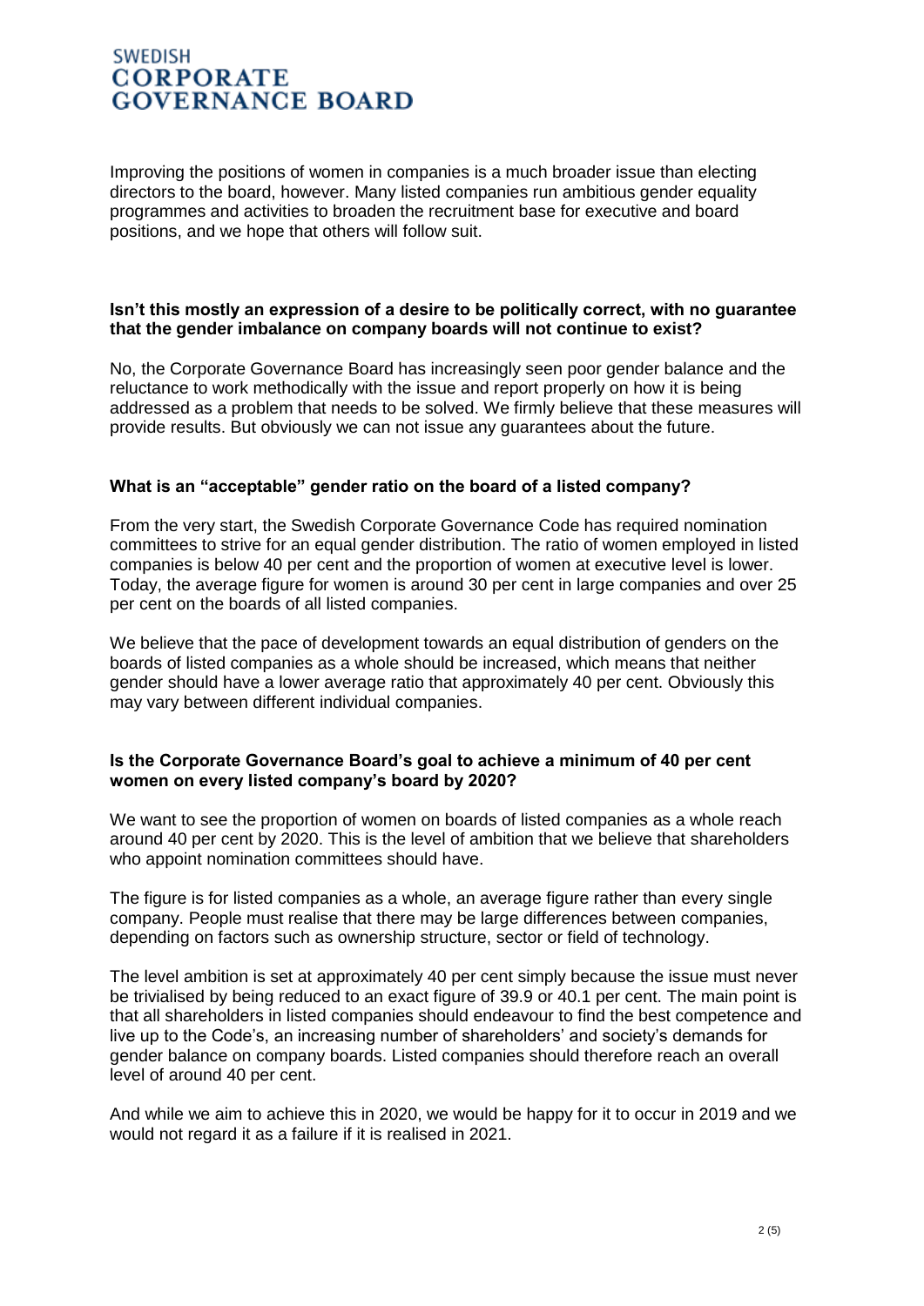Improving the positions of women in companies is a much broader issue than electing directors to the board, however. Many listed companies run ambitious gender equality programmes and activities to broaden the recruitment base for executive and board positions, and we hope that others will follow suit.

**Isn't this mostly an expression of a desire to be politically correct, with no guarantee that the gender imbalance on company boards will not continue to exist?**

No, the Corporate Governance Board has increasingly seen poor gender balance and the reluctance to work methodically with the issue and report properly on how it is being addressed as a problem that needs to be solved. We firmly believe that these measures will provide results. But obviously we can not issue any guarantees about the future.

**What is an "acceptable" gender ratio on the board of a listed company?**

From the very start, the Swedish Corporate Governance Code has required nomination committees to strive for an equal gender distribution. The ratio of women employed in listed companies is below 40 per cent and the proportion of women at executive level is lower. Today, the average figure for women is around 30 per cent in large companies and over 25 per cent on the boards of all listed companies.

We believe that the pace of development towards an equal distribution of genders on the boards of listed companies as a whole should be increased, which means that neither gender should have a lower average ratio that approximately 40 per cent. Obviously this may vary between different individual companies.

**Is the Corporate Governance Board's goal to achieve a minimum of 40 per cent women on every listed company's board by 2020?**

We want to see the proportion of women on boards of listed companies as a whole reach around 40 per cent by 2020. This is the level of ambition that we believe that shareholders who appoint nomination committees should have.

The figure is for listed companies as a whole, an average figure rather than every single company. People must realise that there may be large differences between companies, depending on factors such as ownership structure, sector or field of technology.

The level ambition is set at approximately 40 per cent simply because the issue must never be trivialised by being reduced to an exact figure of 39.9 or 40.1 per cent. The main point is that all shareholders in listed companies should endeavour to find the best competence and live up to the Code's, an increasing number of shareholders' and society's demands for gender balance on company boards. Listed companies should therefore reach an overall level of around 40 per cent.

And while we aim to achieve this in 2020, we would be happy for it to occur in 2019 and we would not regard it as a failure if it is realised in 2021.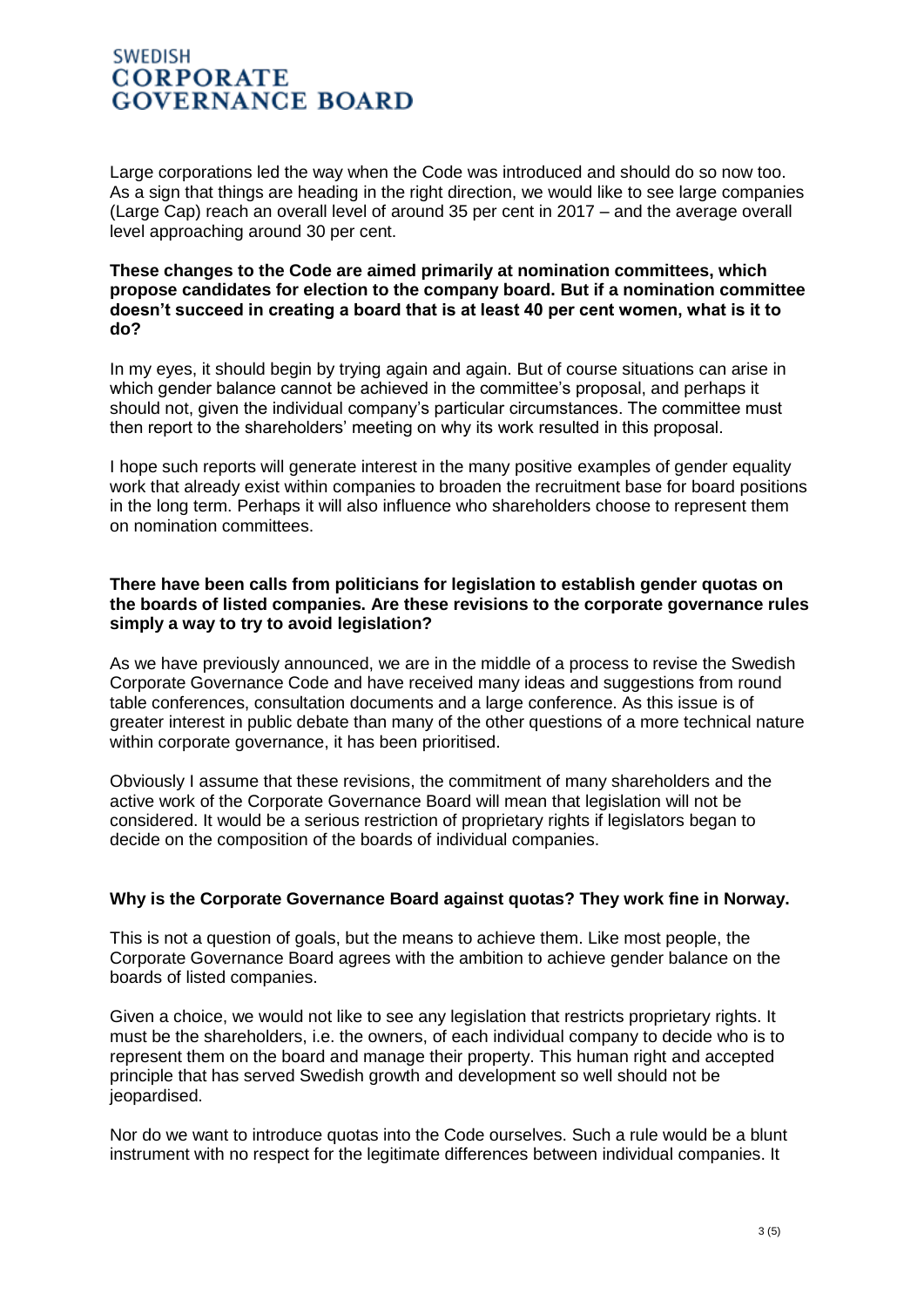Large corporations led the way when the Code was introduced and should do so now too. As a sign that things are heading in the right direction, we would like to see large companies (Large Cap) reach an overall level of around 35 per cent in 2017 – and the average overall level approaching around 30 per cent.

**These changes to the Code are aimed primarily at nomination committees, which propose candidates for election to the company board. But if a nomination committee doesn't succeed in creating a board that is at least 40 per cent women, what is it to do?**

In my eyes, it should begin by trying again and again. But of course situations can arise in which gender balance cannot be achieved in the committee's proposal, and perhaps it should not, given the individual company's particular circumstances. The committee must then report to the shareholders' meeting on why its work resulted in this proposal.

I hope such reports will generate interest in the many positive examples of gender equality work that already exist within companies to broaden the recruitment base for board positions in the long term. Perhaps it will also influence who shareholders choose to represent them on nomination committees.

**There have been calls from politicians for legislation to establish gender quotas on the boards of listed companies. Are these revisions to the corporate governance rules simply a way to try to avoid legislation?**

As we have previously announced, we are in the middle of a process to revise the Swedish Corporate Governance Code and have received many ideas and suggestions from round table conferences, consultation documents and a large conference. As this issue is of greater interest in public debate than many of the other questions of a more technical nature within corporate governance, it has been prioritised.

Obviously I assume that these revisions, the commitment of many shareholders and the active work of the Corporate Governance Board will mean that legislation will not be considered. It would be a serious restriction of proprietary rights if legislators began to decide on the composition of the boards of individual companies.

**Why is the Corporate Governance Board against quotas? They work fine in Norway.**

This is not a question of goals, but the means to achieve them. Like most people, the Corporate Governance Board agrees with the ambition to achieve gender balance on the boards of listed companies.

Given a choice, we would not like to see any legislation that restricts proprietary rights. It must be the shareholders, i.e. the owners, of each individual company to decide who is to represent them on the board and manage their property. This human right and accepted principle that has served Swedish growth and development so well should not be jeopardised.

Nor do we want to introduce quotas into the Code ourselves. Such a rule would be a blunt instrument with no respect for the legitimate differences between individual companies. It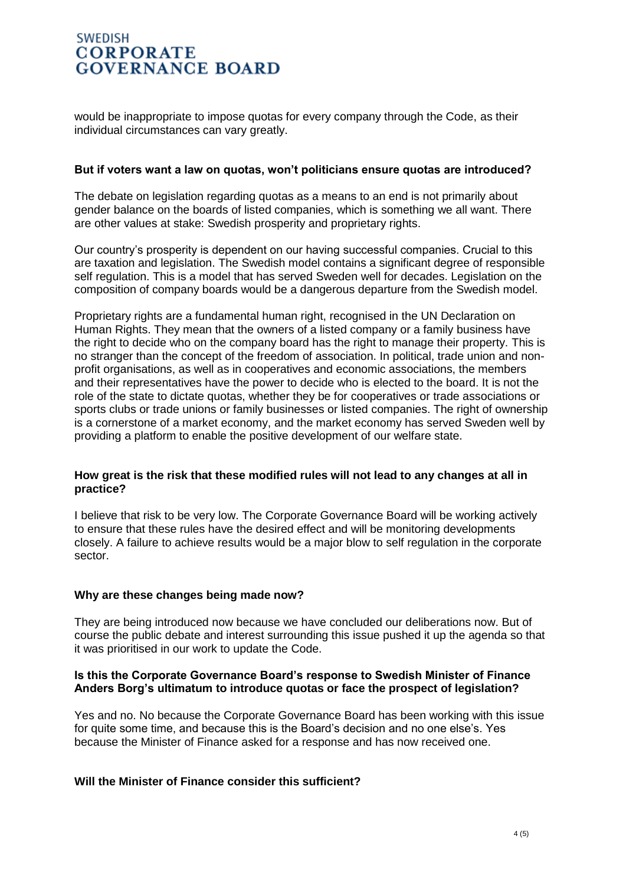would be inappropriate to impose quotas for every company through the Code, as their individual circumstances can vary greatly.

**But if voters want a law on quotas, won't politicians ensure quotas are introduced?**

The debate on legislation regarding quotas as a means to an end is not primarily about gender balance on the boards of listed companies, which is something we all want. There are other values at stake: Swedish prosperity and proprietary rights.

Our country's prosperity is dependent on our having successful companies. Crucial to this are taxation and legislation. The Swedish model contains a significant degree of responsible self regulation. This is a model that has served Sweden well for decades. Legislation on the composition of company boards would be a dangerous departure from the Swedish model.

Proprietary rights are a fundamental human right, recognised in the UN Declaration on Human Rights. They mean that the owners of a listed company or a family business have the right to decide who on the company board has the right to manage their property. This is no stranger than the concept of the freedom of association. In political, trade union and non-profit organisations, as well as in cooperatives and economic associations, the members and their representatives have the power to decide who is elected to the board. It is not the role of the state to dictate quotas, whether they be for cooperatives or trade associations or sports clubs or trade unions or family businesses or listed companies. The right of ownership is a cornerstone of a market economy, and the market economy has served Sweden well by providing a platform to enable the positive development of our welfare state.

**How great is the risk that these modified rules will not lead to any changes at all in practice?**

I believe that risk to be very low. The Corporate Governance Board will be working actively to ensure that these rules have the desired effect and will be monitoring developments closely. A failure to achieve results would be a major blow to self regulation in the corporate sector.

**Why are these changes being made now?**

They are being introduced now because we have concluded our deliberations now. But of course the public debate and interest surrounding this issue pushed it up the agenda so that it was prioritised in our work to update the Code.

**Is this the Corporate Governance Board's response to Swedish Minister of Finance Anders Borg's ultimatum to introduce quotas or face the prospect of legislation?**

Yes and no. No because the Corporate Governance Board has been working with this issue for quite some time, and because this is the Board's decision and no one else's. Yes because the Minister of Finance asked for a response and has now received one.

**Will the Minister of Finance consider this sufficient?**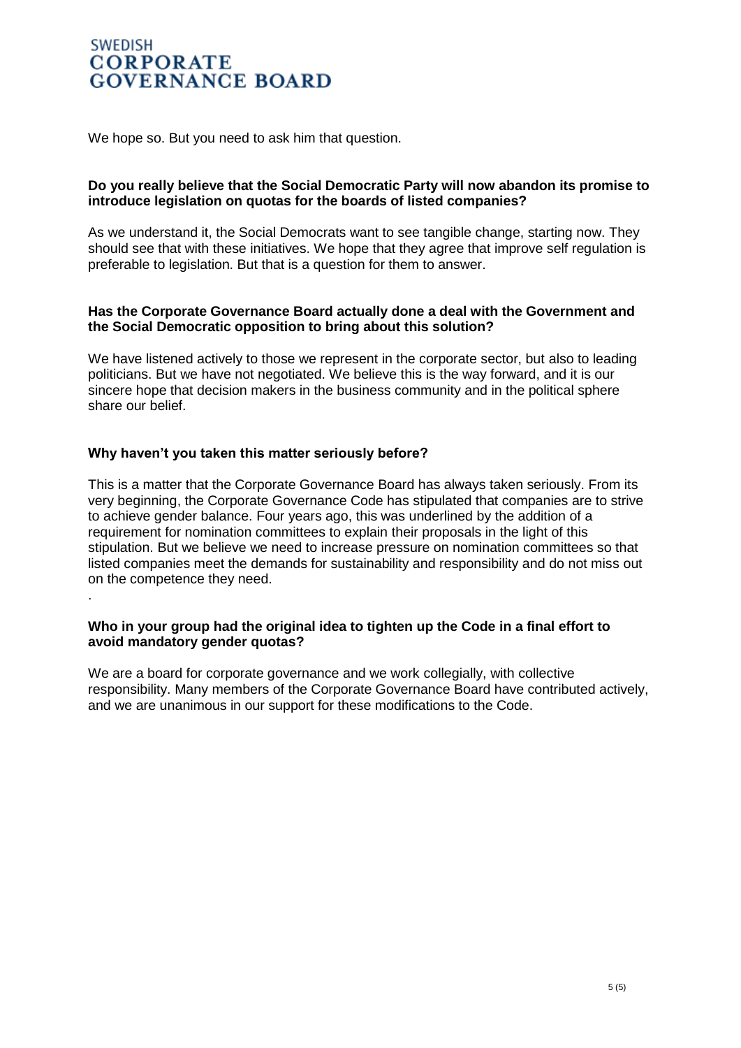We hope so. But you need to ask him that question.

**Do you really believe that the Social Democratic Party will now abandon its promise to introduce legislation on quotas for the boards of listed companies?**

As we understand it, the Social Democrats want to see tangible change, starting now. They should see that with these initiatives. We hope that they agree that improve self regulation is preferable to legislation. But that is a question for them to answer.

**Has the Corporate Governance Board actually done a deal with the Government and the Social Democratic opposition to bring about this solution?**

We have listened actively to those we represent in the corporate sector, but also to leading politicians. But we have not negotiated. We believe this is the way forward, and it is our sincere hope that decision makers in the business community and in the political sphere share our belief.

**Why haven't you taken this matter seriously before?**

This is a matter that the Corporate Governance Board has always taken seriously. From its very beginning, the Corporate Governance Code has stipulated that companies are to strive to achieve gender balance. Four years ago, this was underlined by the addition of a requirement for nomination committees to explain their proposals in the light of this stipulation. But we believe we need to increase pressure on nomination committees so that listed companies meet the demands for sustainability and responsibility and do not miss out on the competence they need.

.

**Who in your group had the original idea to tighten up the Code in a final effort to avoid mandatory gender quotas?**

We are a board for corporate governance and we work collegially, with collective responsibility. Many members of the Corporate Governance Board have contributed actively, and we are unanimous in our support for these modifications to the Code.